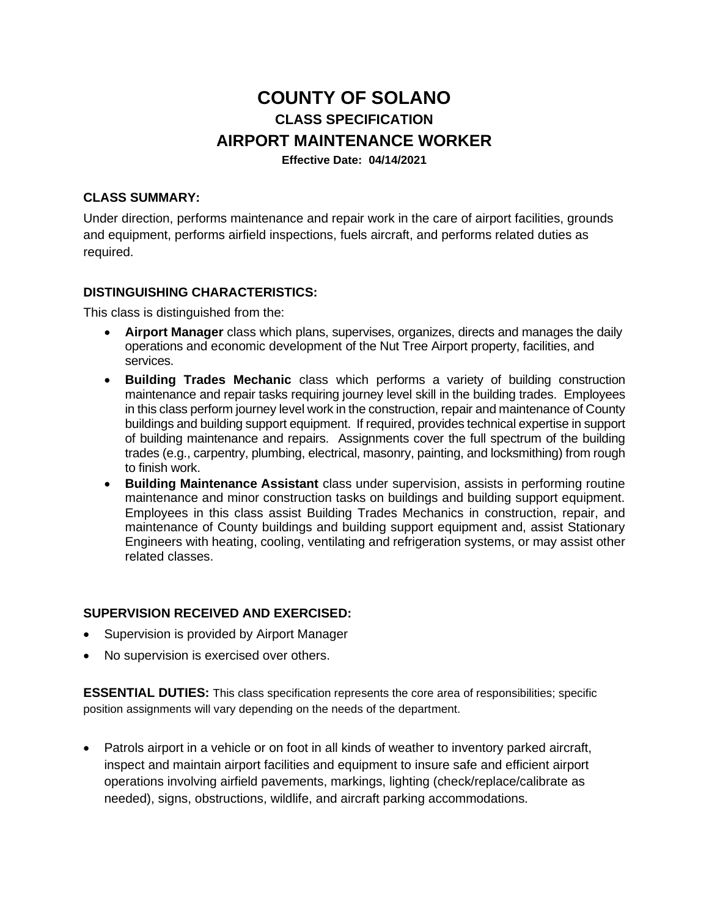# COUNTY OF SOLANO

## CLASS SPECIFICATION

## AIRPORT MAINTENANCE WORKER

**Effective Date: 04/14/2021**

### CLASS SUMMARY:

Under direction, performs maintenance and repair work in the care of airport facilities, grounds and equipment, performs airfield inspections, fuels aircraft, and performs related duties as required.

### DISTINGUISHING CHARACTERISTICS:

This class is distinguished from the:

- **Airport Manager** class which plans, supervises, organizes, directs and manages the daily operations and economic development of the Nut Tree Airport property, facilities, and services.
- **Building Trades Mechanic** class which performs a variety of building construction maintenance and repair tasks requiring journey level skill in the building trades. Employees in this class perform journey level work in the construction, repair and maintenance of County buildings and building support equipment. If required, provides technical expertise in support of building maintenance and repairs. Assignments cover the full spectrum of the building trades (e.g., carpentry, plumbing, electrical, masonry, painting, and locksmithing) from rough to finish work.
- **Building Maintenance Assistant** class under supervision, assists in performing routine maintenance and minor construction tasks on buildings and building support equipment. Employees in this class assist Building Trades Mechanics in construction, repair, and maintenance of County buildings and building support equipment and, assist Stationary Engineers with heating, cooling, ventilating and refrigeration systems, or may assist other related classes.

### SUPERVISION RECEIVED AND EXERCISED:

- Supervision is provided by Airport Manager
- No supervision is exercised over others.

**ESSENTIAL DUTIES:** This class specification represents the core area of responsibilities; specific position assignments will vary depending on the needs of the department.

- Patrols airport in a vehicle or on foot in all kinds of weather to inventory parked aircraft, inspect and maintain airport facilities and equipment to insure safe and efficient airport operations involving airfield pavements, markings, lighting (check/replace/calibrate as needed), signs, obstructions, wildlife, and aircraft parking accommodations.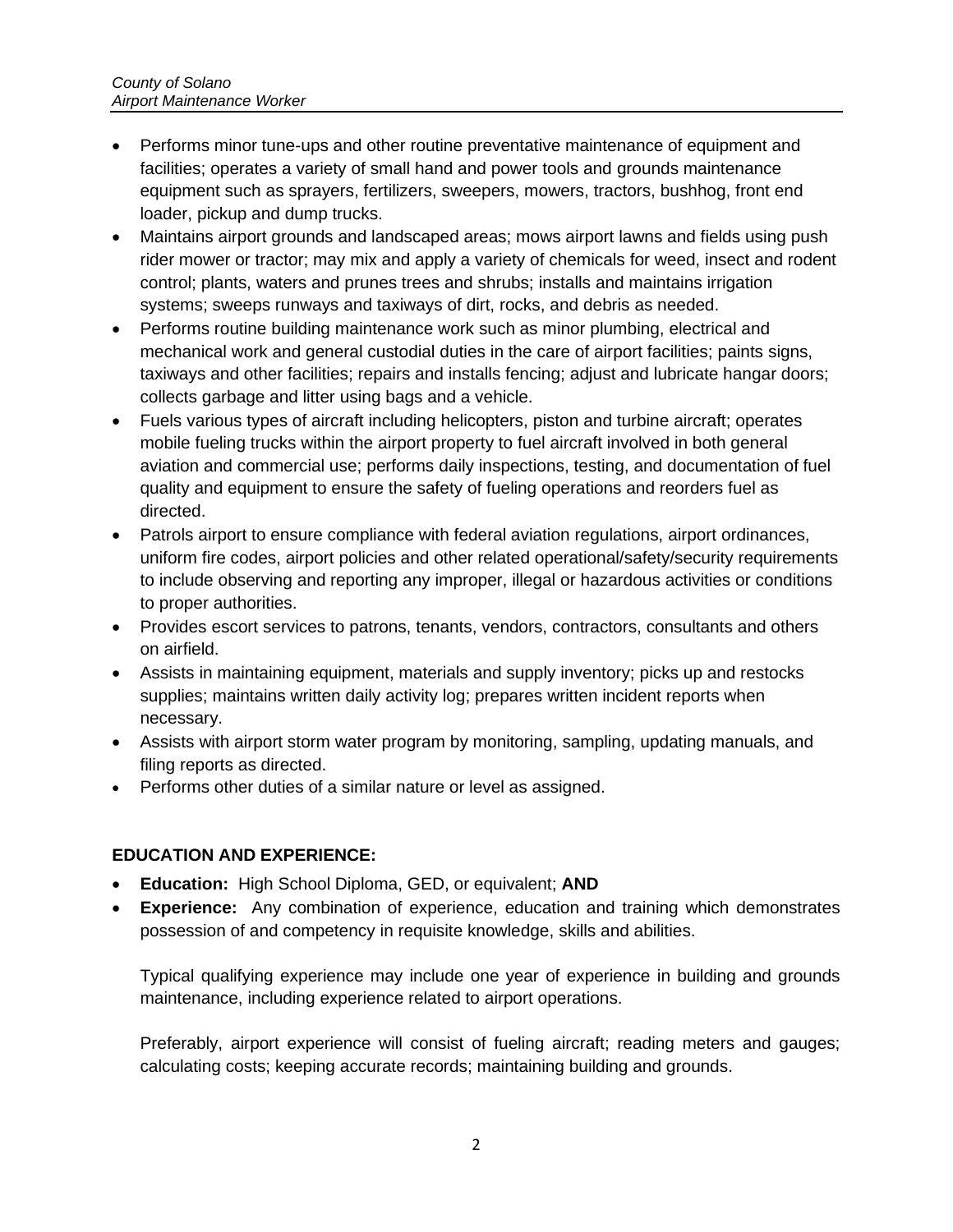- Performs minor tune-ups and other routine preventative maintenance of equipment and facilities; operates a variety of small hand and power tools and grounds maintenance equipment such as sprayers, fertilizers, sweepers, mowers, tractors, bushhog, front end loader, pickup and dump trucks.
- Maintains airport grounds and landscaped areas; mows airport lawns and fields using push rider mower or tractor; may mix and apply a variety of chemicals for weed, insect and rodent control; plants, waters and prunes trees and shrubs; installs and maintains irrigation systems; sweeps runways and taxiways of dirt, rocks, and debris as needed.
- Performs routine building maintenance work such as minor plumbing, electrical and mechanical work and general custodial duties in the care of airport facilities; paints signs, taxiways and other facilities; repairs and installs fencing; adjust and lubricate hangar doors; collects garbage and litter using bags and a vehicle.
- Fuels various types of aircraft including helicopters, piston and turbine aircraft; operates mobile fueling trucks within the airport property to fuel aircraft involved in both general aviation and commercial use; performs daily inspections, testing, and documentation of fuel quality and equipment to ensure the safety of fueling operations and reorders fuel as directed.
- Patrols airport to ensure compliance with federal aviation regulations, airport ordinances, uniform fire codes, airport policies and other related operational/safety/security requirements to include observing and reporting any improper, illegal or hazardous activities or conditions to proper authorities.
- Provides escort services to patrons, tenants, vendors, contractors, consultants and others on airfield.
- Assists in maintaining equipment, materials and supply inventory; picks up and restocks supplies; maintains written daily activity log; prepares written incident reports when necessary.
- Assists with airport storm water program by monitoring, sampling, updating manuals, and filing reports as directed.
- Performs other duties of a similar nature or level as assigned.

**EDUCATION AND EXPERIENCE:**

- **Education:** High School Diploma, GED, or equivalent; **AND**
- **Experience:** Any combination of experience, education and training which demonstrates possession of and competency in requisite knowledge, skills and abilities.

  Typical qualifying experience may include one year of experience in building and grounds maintenance, including experience related to airport operations.

  Preferably, airport experience will consist of fueling aircraft; reading meters and gauges; calculating costs; keeping accurate records; maintaining building and grounds.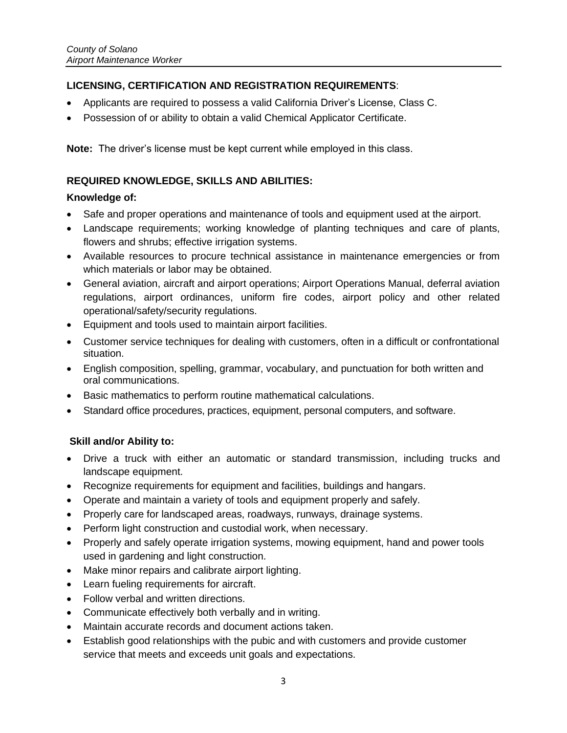**LICENSING, CERTIFICATION AND REGISTRATION REQUIREMENTS**:

- Applicants are required to possess a valid California Driver's License, Class C.
- Possession of or ability to obtain a valid Chemical Applicator Certificate.

**Note:** The driver's license must be kept current while employed in this class.

**REQUIRED KNOWLEDGE, SKILLS AND ABILITIES:**

**Knowledge of:**

- Safe and proper operations and maintenance of tools and equipment used at the airport.
- Landscape requirements; working knowledge of planting techniques and care of plants, flowers and shrubs; effective irrigation systems.
- Available resources to procure technical assistance in maintenance emergencies or from which materials or labor may be obtained.
- General aviation, aircraft and airport operations; Airport Operations Manual, deferral aviation regulations, airport ordinances, uniform fire codes, airport policy and other related operational/safety/security regulations.
- Equipment and tools used to maintain airport facilities.
- Customer service techniques for dealing with customers, often in a difficult or confrontational situation.
- English composition, spelling, grammar, vocabulary, and punctuation for both written and oral communications.
- Basic mathematics to perform routine mathematical calculations.
- Standard office procedures, practices, equipment, personal computers, and software.

**Skill and/or Ability to:**

- Drive a truck with either an automatic or standard transmission, including trucks and landscape equipment.
- Recognize requirements for equipment and facilities, buildings and hangars.
- Operate and maintain a variety of tools and equipment properly and safely.
- Properly care for landscaped areas, roadways, runways, drainage systems.
- Perform light construction and custodial work, when necessary.
- Properly and safely operate irrigation systems, mowing equipment, hand and power tools used in gardening and light construction.
- Make minor repairs and calibrate airport lighting.
- Learn fueling requirements for aircraft.
- Follow verbal and written directions.
- Communicate effectively both verbally and in writing.
- Maintain accurate records and document actions taken.
- Establish good relationships with the pubic and with customers and provide customer service that meets and exceeds unit goals and expectations.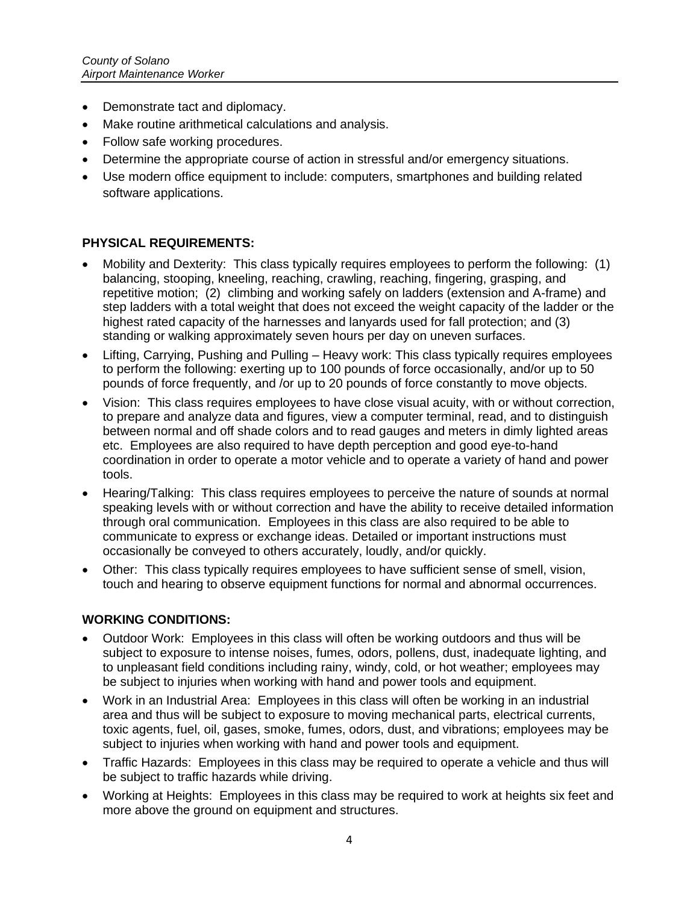- Demonstrate tact and diplomacy.
- Make routine arithmetical calculations and analysis.
- Follow safe working procedures.
- Determine the appropriate course of action in stressful and/or emergency situations.
- Use modern office equipment to include: computers, smartphones and building related software applications.

**PHYSICAL REQUIREMENTS:**

- Mobility and Dexterity: This class typically requires employees to perform the following: (1) balancing, stooping, kneeling, reaching, crawling, reaching, fingering, grasping, and repetitive motion; (2) climbing and working safely on ladders (extension and A-frame) and step ladders with a total weight that does not exceed the weight capacity of the ladder or the highest rated capacity of the harnesses and lanyards used for fall protection; and (3) standing or walking approximately seven hours per day on uneven surfaces.
- Lifting, Carrying, Pushing and Pulling – Heavy work: This class typically requires employees to perform the following: exerting up to 100 pounds of force occasionally, and/or up to 50 pounds of force frequently, and /or up to 20 pounds of force constantly to move objects.
- Vision: This class requires employees to have close visual acuity, with or without correction, to prepare and analyze data and figures, view a computer terminal, read, and to distinguish between normal and off shade colors and to read gauges and meters in dimly lighted areas etc. Employees are also required to have depth perception and good eye-to-hand coordination in order to operate a motor vehicle and to operate a variety of hand and power tools.
- Hearing/Talking: This class requires employees to perceive the nature of sounds at normal speaking levels with or without correction and have the ability to receive detailed information through oral communication. Employees in this class are also required to be able to communicate to express or exchange ideas. Detailed or important instructions must occasionally be conveyed to others accurately, loudly, and/or quickly.
- Other: This class typically requires employees to have sufficient sense of smell, vision, touch and hearing to observe equipment functions for normal and abnormal occurrences.

**WORKING CONDITIONS:**

- Outdoor Work: Employees in this class will often be working outdoors and thus will be subject to exposure to intense noises, fumes, odors, pollens, dust, inadequate lighting, and to unpleasant field conditions including rainy, windy, cold, or hot weather; employees may be subject to injuries when working with hand and power tools and equipment.
- Work in an Industrial Area: Employees in this class will often be working in an industrial area and thus will be subject to exposure to moving mechanical parts, electrical currents, toxic agents, fuel, oil, gases, smoke, fumes, odors, dust, and vibrations; employees may be subject to injuries when working with hand and power tools and equipment.
- Traffic Hazards: Employees in this class may be required to operate a vehicle and thus will be subject to traffic hazards while driving.
- Working at Heights: Employees in this class may be required to work at heights six feet and more above the ground on equipment and structures.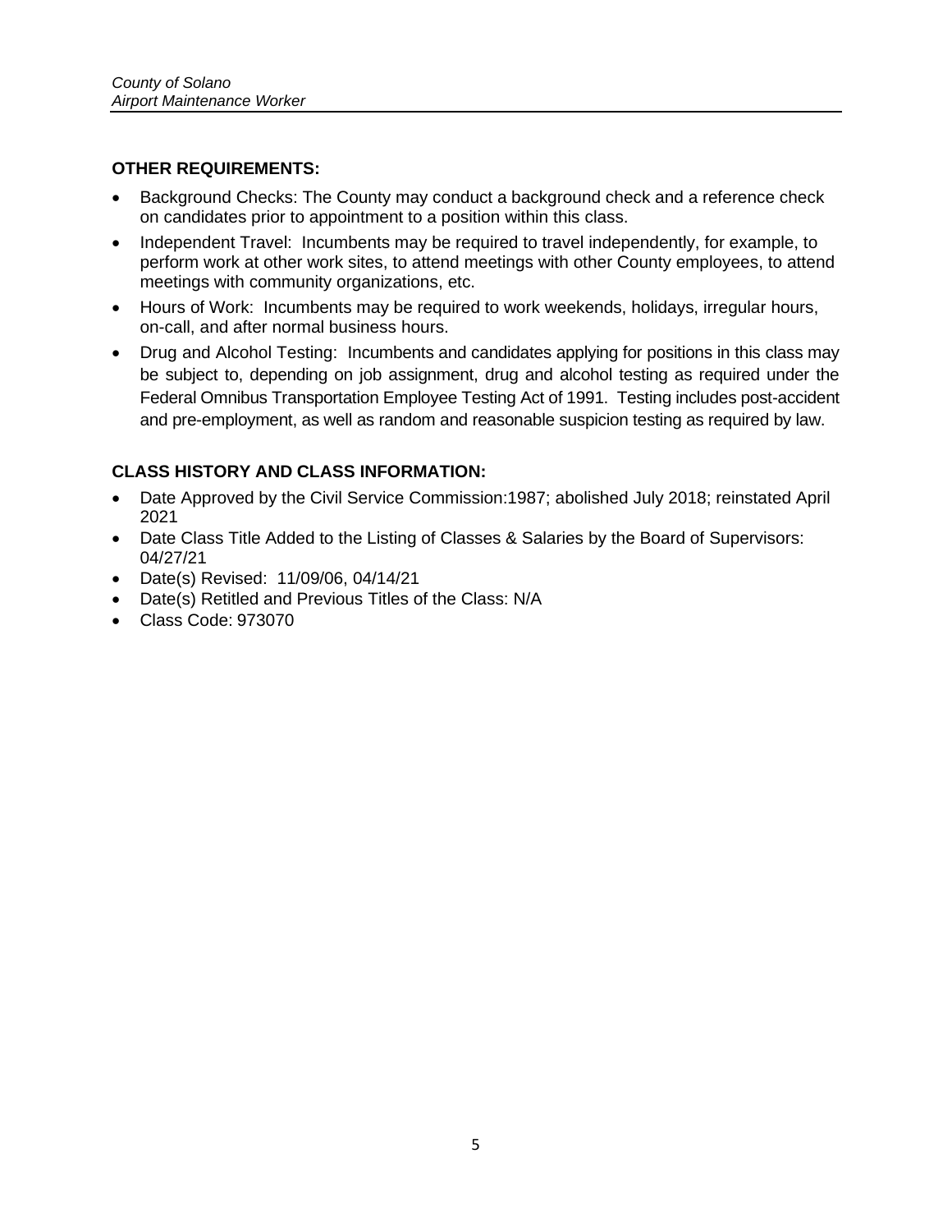**OTHER REQUIREMENTS:**

- Background Checks: The County may conduct a background check and a reference check on candidates prior to appointment to a position within this class.
- Independent Travel: Incumbents may be required to travel independently, for example, to perform work at other work sites, to attend meetings with other County employees, to attend meetings with community organizations, etc.
- Hours of Work: Incumbents may be required to work weekends, holidays, irregular hours, on-call, and after normal business hours.
- Drug and Alcohol Testing: Incumbents and candidates applying for positions in this class may be subject to, depending on job assignment, drug and alcohol testing as required under the Federal Omnibus Transportation Employee Testing Act of 1991. Testing includes post-accident and pre-employment, as well as random and reasonable suspicion testing as required by law.

**CLASS HISTORY AND CLASS INFORMATION:**

- Date Approved by the Civil Service Commission:1987; abolished July 2018; reinstated April 2021
- Date Class Title Added to the Listing of Classes & Salaries by the Board of Supervisors: 04/27/21
- Date(s) Revised: 11/09/06, 04/14/21
- Date(s) Retitled and Previous Titles of the Class: N/A
- Class Code: 973070